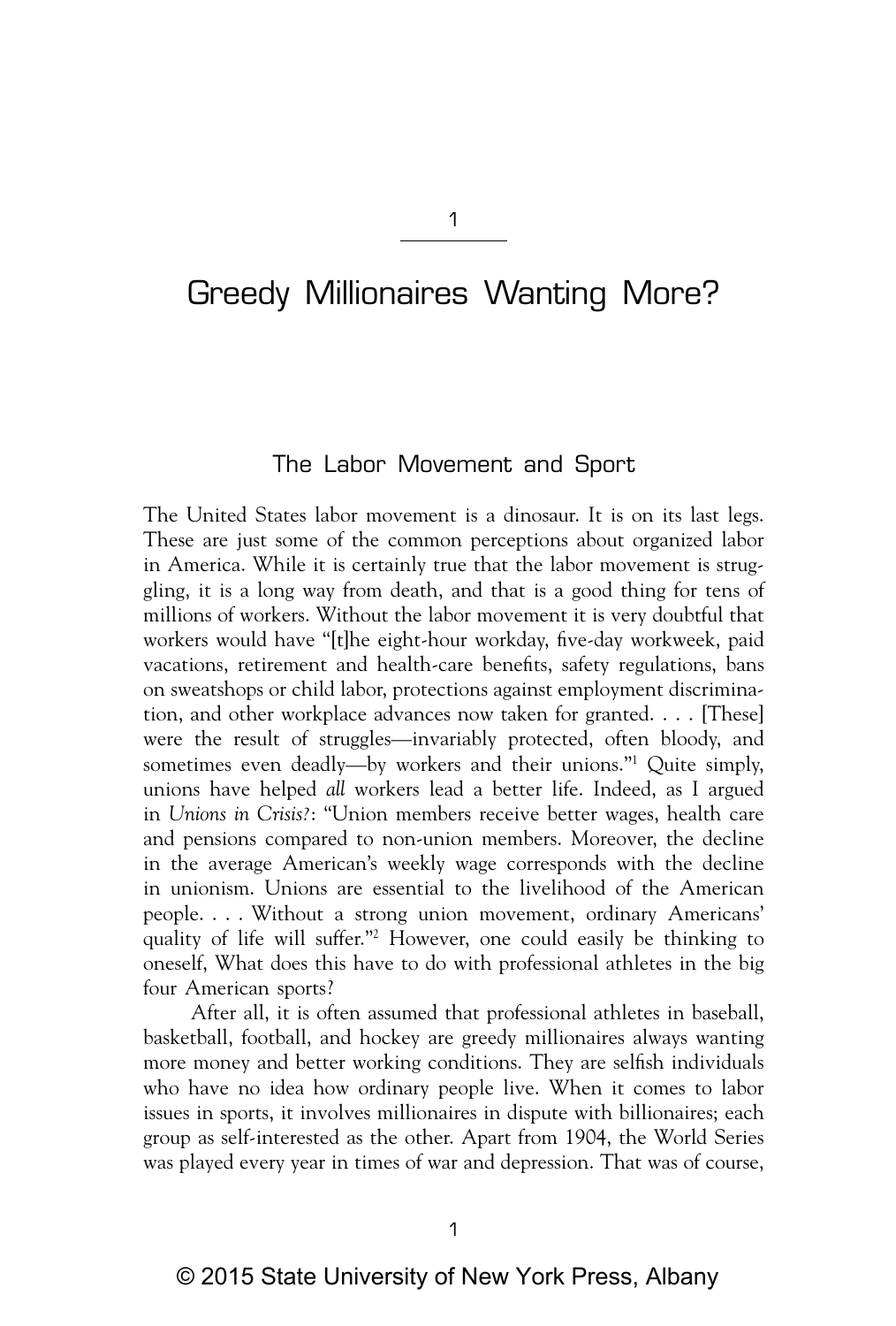# 1

# Greedy Millionaires Wanting More?

## The Labor Movement and Sport

The United States labor movement is a dinosaur. It is on its last legs. These are just some of the common perceptions about organized labor in America. While it is certainly true that the labor movement is struggling, it is a long way from death, and that is a good thing for tens of millions of workers. Without the labor movement it is very doubtful that workers would have "[t]he eight-hour workday, five-day workweek, paid vacations, retirement and health-care benefits, safety regulations, bans on sweatshops or child labor, protections against employment discrimination, and other workplace advances now taken for granted. . . . [These] were the result of struggles—invariably protected, often bloody, and sometimes even deadly—by workers and their unions."[1] Quite simply, unions have helped *all* workers lead a better life. Indeed, as I argued in *Unions in Crisis?*: "Union members receive better wages, health care and pensions compared to non-union members. Moreover, the decline in the average American's weekly wage corresponds with the decline in unionism. Unions are essential to the livelihood of the American people. . . . Without a strong union movement, ordinary Americans' quality of life will suffer."[2] However, one could easily be thinking to oneself, What does this have to do with professional athletes in the big four American sports?

After all, it is often assumed that professional athletes in baseball, basketball, football, and hockey are greedy millionaires always wanting more money and better working conditions. They are selfish individuals who have no idea how ordinary people live. When it comes to labor issues in sports, it involves millionaires in dispute with billionaires; each group as self-interested as the other. Apart from 1904, the World Series was played every year in times of war and depression. That was of course,

© 2015 State University of New York Press, Albany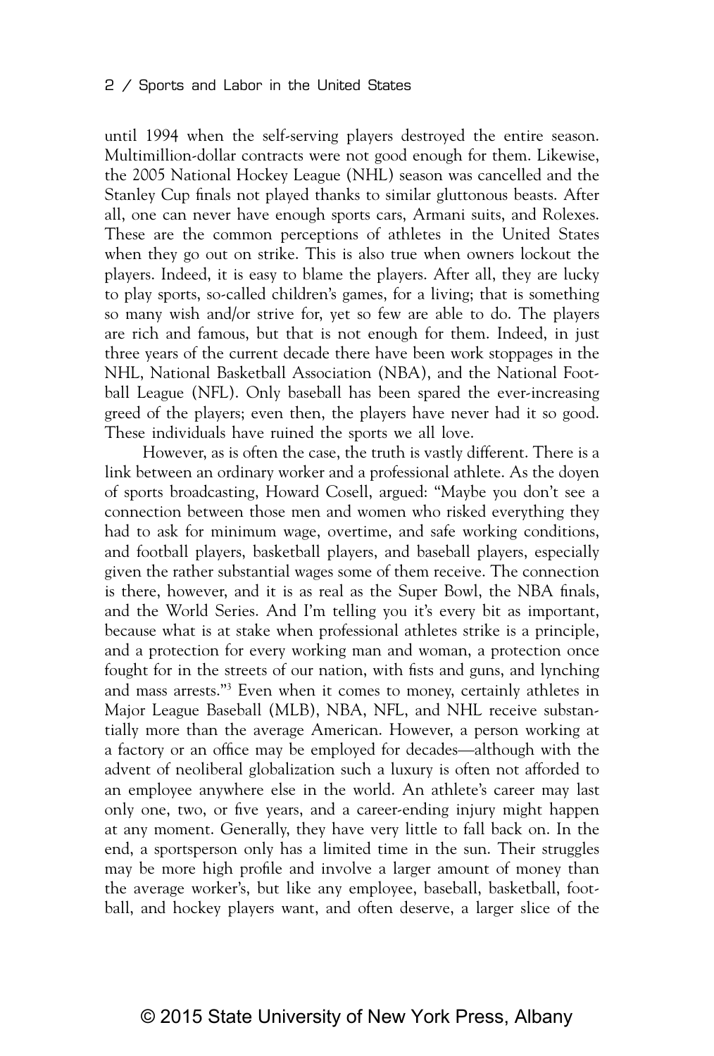until 1994 when the self-serving players destroyed the entire season. Multimillion-dollar contracts were not good enough for them. Likewise, the 2005 National Hockey League (NHL) season was cancelled and the Stanley Cup finals not played thanks to similar gluttonous beasts. After all, one can never have enough sports cars, Armani suits, and Rolexes. These are the common perceptions of athletes in the United States when they go out on strike. This is also true when owners lockout the players. Indeed, it is easy to blame the players. After all, they are lucky to play sports, so-called children's games, for a living; that is something so many wish and/or strive for, yet so few are able to do. The players are rich and famous, but that is not enough for them. Indeed, in just three years of the current decade there have been work stoppages in the NHL, National Basketball Association (NBA), and the National Football League (NFL). Only baseball has been spared the ever-increasing greed of the players; even then, the players have never had it so good. These individuals have ruined the sports we all love.

However, as is often the case, the truth is vastly different. There is a link between an ordinary worker and a professional athlete. As the doyen of sports broadcasting, Howard Cosell, argued: "Maybe you don't see a connection between those men and women who risked everything they had to ask for minimum wage, overtime, and safe working conditions, and football players, basketball players, and baseball players, especially given the rather substantial wages some of them receive. The connection is there, however, and it is as real as the Super Bowl, the NBA finals, and the World Series. And I'm telling you it's every bit as important, because what is at stake when professional athletes strike is a principle, and a protection for every working man and woman, a protection once fought for in the streets of our nation, with fists and guns, and lynching and mass arrests."[3] Even when it comes to money, certainly athletes in Major League Baseball (MLB), NBA, NFL, and NHL receive substantially more than the average American. However, a person working at a factory or an office may be employed for decades—although with the advent of neoliberal globalization such a luxury is often not afforded to an employee anywhere else in the world. An athlete's career may last only one, two, or five years, and a career-ending injury might happen at any moment. Generally, they have very little to fall back on. In the end, a sportsperson only has a limited time in the sun. Their struggles may be more high profile and involve a larger amount of money than the average worker's, but like any employee, baseball, basketball, football, and hockey players want, and often deserve, a larger slice of the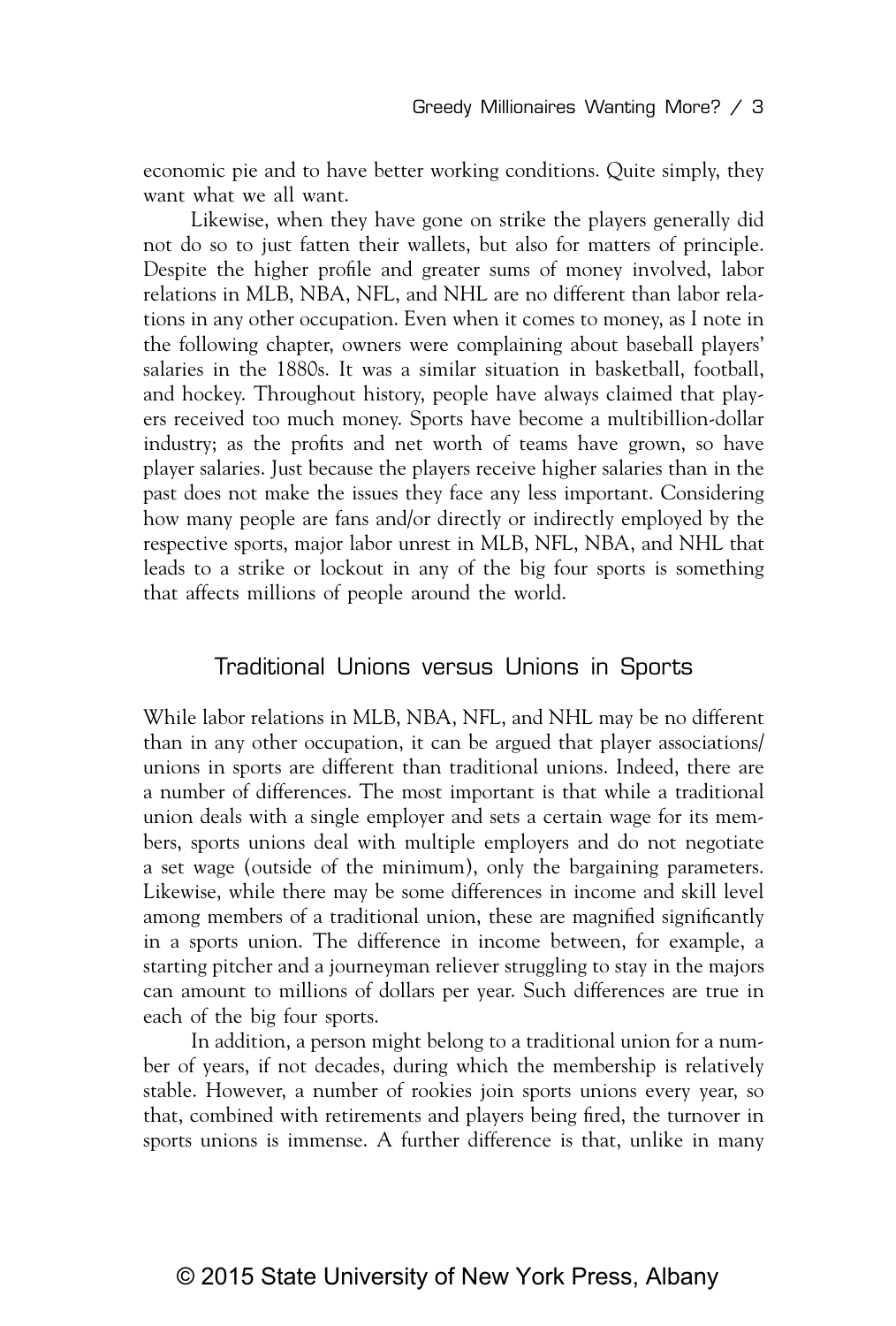economic pie and to have better working conditions. Quite simply, they want what we all want.

Likewise, when they have gone on strike the players generally did not do so to just fatten their wallets, but also for matters of principle. Despite the higher profile and greater sums of money involved, labor relations in MLB, NBA, NFL, and NHL are no different than labor relations in any other occupation. Even when it comes to money, as I note in the following chapter, owners were complaining about baseball players' salaries in the 1880s. It was a similar situation in basketball, football, and hockey. Throughout history, people have always claimed that players received too much money. Sports have become a multibillion-dollar industry; as the profits and net worth of teams have grown, so have player salaries. Just because the players receive higher salaries than in the past does not make the issues they face any less important. Considering how many people are fans and/or directly or indirectly employed by the respective sports, major labor unrest in MLB, NFL, NBA, and NHL that leads to a strike or lockout in any of the big four sports is something that affects millions of people around the world.

## Traditional Unions versus Unions in Sports

While labor relations in MLB, NBA, NFL, and NHL may be no different than in any other occupation, it can be argued that player associations/unions in sports are different than traditional unions. Indeed, there are a number of differences. The most important is that while a traditional union deals with a single employer and sets a certain wage for its members, sports unions deal with multiple employers and do not negotiate a set wage (outside of the minimum), only the bargaining parameters. Likewise, while there may be some differences in income and skill level among members of a traditional union, these are magnified significantly in a sports union. The difference in income between, for example, a starting pitcher and a journeyman reliever struggling to stay in the majors can amount to millions of dollars per year. Such differences are true in each of the big four sports.

In addition, a person might belong to a traditional union for a number of years, if not decades, during which the membership is relatively stable. However, a number of rookies join sports unions every year, so that, combined with retirements and players being fired, the turnover in sports unions is immense. A further difference is that, unlike in many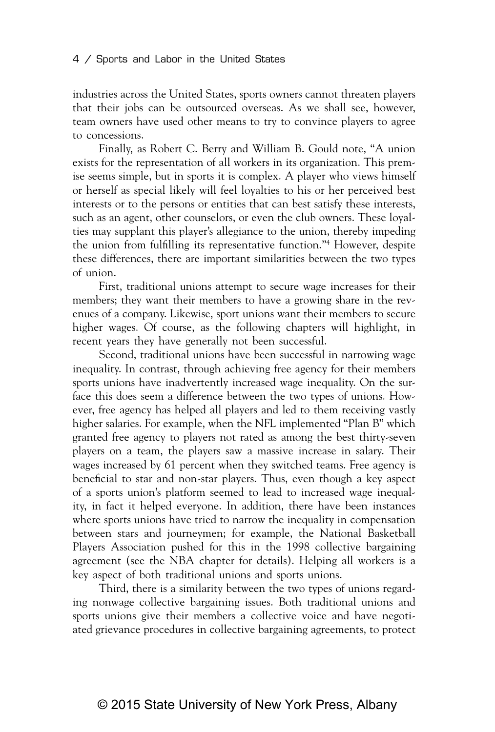industries across the United States, sports owners cannot threaten players that their jobs can be outsourced overseas. As we shall see, however, team owners have used other means to try to convince players to agree to concessions.

Finally, as Robert C. Berry and William B. Gould note, "A union exists for the representation of all workers in its organization. This premise seems simple, but in sports it is complex. A player who views himself or herself as special likely will feel loyalties to his or her perceived best interests or to the persons or entities that can best satisfy these interests, such as an agent, other counselors, or even the club owners. These loyalties may supplant this player's allegiance to the union, thereby impeding the union from fulfilling its representative function."[4] However, despite these differences, there are important similarities between the two types of union.

First, traditional unions attempt to secure wage increases for their members; they want their members to have a growing share in the revenues of a company. Likewise, sport unions want their members to secure higher wages. Of course, as the following chapters will highlight, in recent years they have generally not been successful.

Second, traditional unions have been successful in narrowing wage inequality. In contrast, through achieving free agency for their members sports unions have inadvertently increased wage inequality. On the surface this does seem a difference between the two types of unions. However, free agency has helped all players and led to them receiving vastly higher salaries. For example, when the NFL implemented "Plan B" which granted free agency to players not rated as among the best thirty-seven players on a team, the players saw a massive increase in salary. Their wages increased by 61 percent when they switched teams. Free agency is beneficial to star and non-star players. Thus, even though a key aspect of a sports union's platform seemed to lead to increased wage inequality, in fact it helped everyone. In addition, there have been instances where sports unions have tried to narrow the inequality in compensation between stars and journeymen; for example, the National Basketball Players Association pushed for this in the 1998 collective bargaining agreement (see the NBA chapter for details). Helping all workers is a key aspect of both traditional unions and sports unions.

Third, there is a similarity between the two types of unions regarding nonwage collective bargaining issues. Both traditional unions and sports unions give their members a collective voice and have negotiated grievance procedures in collective bargaining agreements, to protect

© 2015 State University of New York Press, Albany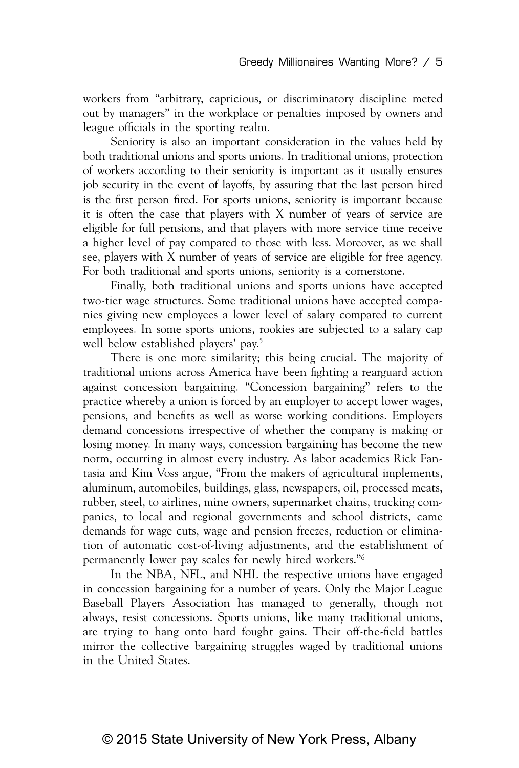workers from "arbitrary, capricious, or discriminatory discipline meted out by managers" in the workplace or penalties imposed by owners and league officials in the sporting realm.

Seniority is also an important consideration in the values held by both traditional unions and sports unions. In traditional unions, protection of workers according to their seniority is important as it usually ensures job security in the event of layoffs, by assuring that the last person hired is the first person fired. For sports unions, seniority is important because it is often the case that players with X number of years of service are eligible for full pensions, and that players with more service time receive a higher level of pay compared to those with less. Moreover, as we shall see, players with X number of years of service are eligible for free agency. For both traditional and sports unions, seniority is a cornerstone.

Finally, both traditional unions and sports unions have accepted two-tier wage structures. Some traditional unions have accepted companies giving new employees a lower level of salary compared to current employees. In some sports unions, rookies are subjected to a salary cap well below established players' pay.[5]

There is one more similarity; this being crucial. The majority of traditional unions across America have been fighting a rearguard action against concession bargaining. "Concession bargaining" refers to the practice whereby a union is forced by an employer to accept lower wages, pensions, and benefits as well as worse working conditions. Employers demand concessions irrespective of whether the company is making or losing money. In many ways, concession bargaining has become the new norm, occurring in almost every industry. As labor academics Rick Fantasia and Kim Voss argue, "From the makers of agricultural implements, aluminum, automobiles, buildings, glass, newspapers, oil, processed meats, rubber, steel, to airlines, mine owners, supermarket chains, trucking companies, to local and regional governments and school districts, came demands for wage cuts, wage and pension freezes, reduction or elimination of automatic cost-of-living adjustments, and the establishment of permanently lower pay scales for newly hired workers."[6]

In the NBA, NFL, and NHL the respective unions have engaged in concession bargaining for a number of years. Only the Major League Baseball Players Association has managed to generally, though not always, resist concessions. Sports unions, like many traditional unions, are trying to hang onto hard fought gains. Their off-the-field battles mirror the collective bargaining struggles waged by traditional unions in the United States.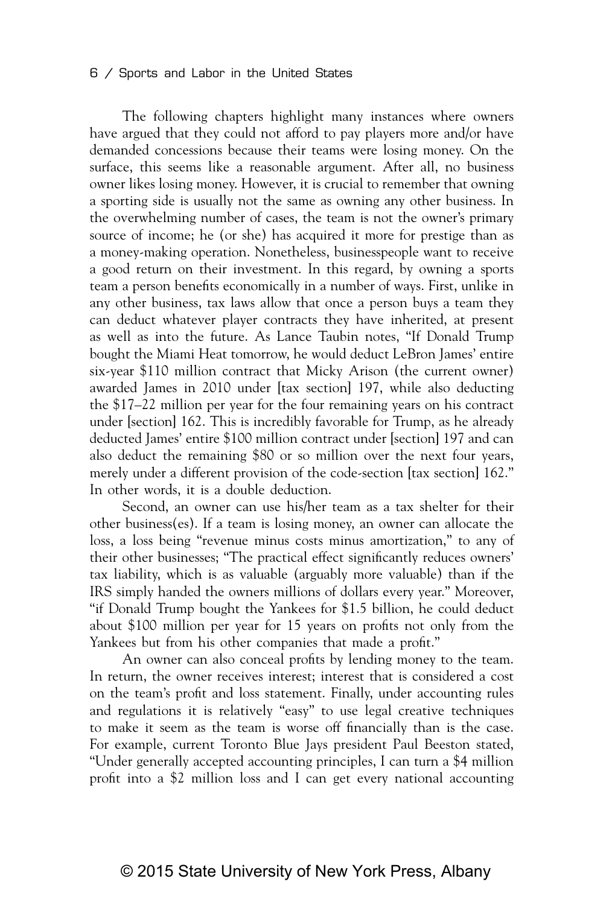The following chapters highlight many instances where owners have argued that they could not afford to pay players more and/or have demanded concessions because their teams were losing money. On the surface, this seems like a reasonable argument. After all, no business owner likes losing money. However, it is crucial to remember that owning a sporting side is usually not the same as owning any other business. In the overwhelming number of cases, the team is not the owner's primary source of income; he (or she) has acquired it more for prestige than as a money-making operation. Nonetheless, businesspeople want to receive a good return on their investment. In this regard, by owning a sports team a person benefits economically in a number of ways. First, unlike in any other business, tax laws allow that once a person buys a team they can deduct whatever player contracts they have inherited, at present as well as into the future. As Lance Taubin notes, "If Donald Trump bought the Miami Heat tomorrow, he would deduct LeBron James' entire six-year $110 million contract that Micky Arison (the current owner) awarded James in 2010 under [tax section] 197, while also deducting the $17–22 million per year for the four remaining years on his contract under [section] 162. This is incredibly favorable for Trump, as he already deducted James' entire $100 million contract under [section] 197 and can also deduct the remaining $80 or so million over the next four years, merely under a different provision of the code-section [tax section] 162." In other words, it is a double deduction.

Second, an owner can use his/her team as a tax shelter for their other business(es). If a team is losing money, an owner can allocate the loss, a loss being "revenue minus costs minus amortization," to any of their other businesses; "The practical effect significantly reduces owners' tax liability, which is as valuable (arguably more valuable) than if the IRS simply handed the owners millions of dollars every year." Moreover, "if Donald Trump bought the Yankees for $1.5 billion, he could deduct about $100 million per year for 15 years on profits not only from the Yankees but from his other companies that made a profit."

An owner can also conceal profits by lending money to the team. In return, the owner receives interest; interest that is considered a cost on the team's profit and loss statement. Finally, under accounting rules and regulations it is relatively "easy" to use legal creative techniques to make it seem as the team is worse off financially than is the case. For example, current Toronto Blue Jays president Paul Beeston stated, "Under generally accepted accounting principles, I can turn a $4 million profit into a $2 million loss and I can get every national accounting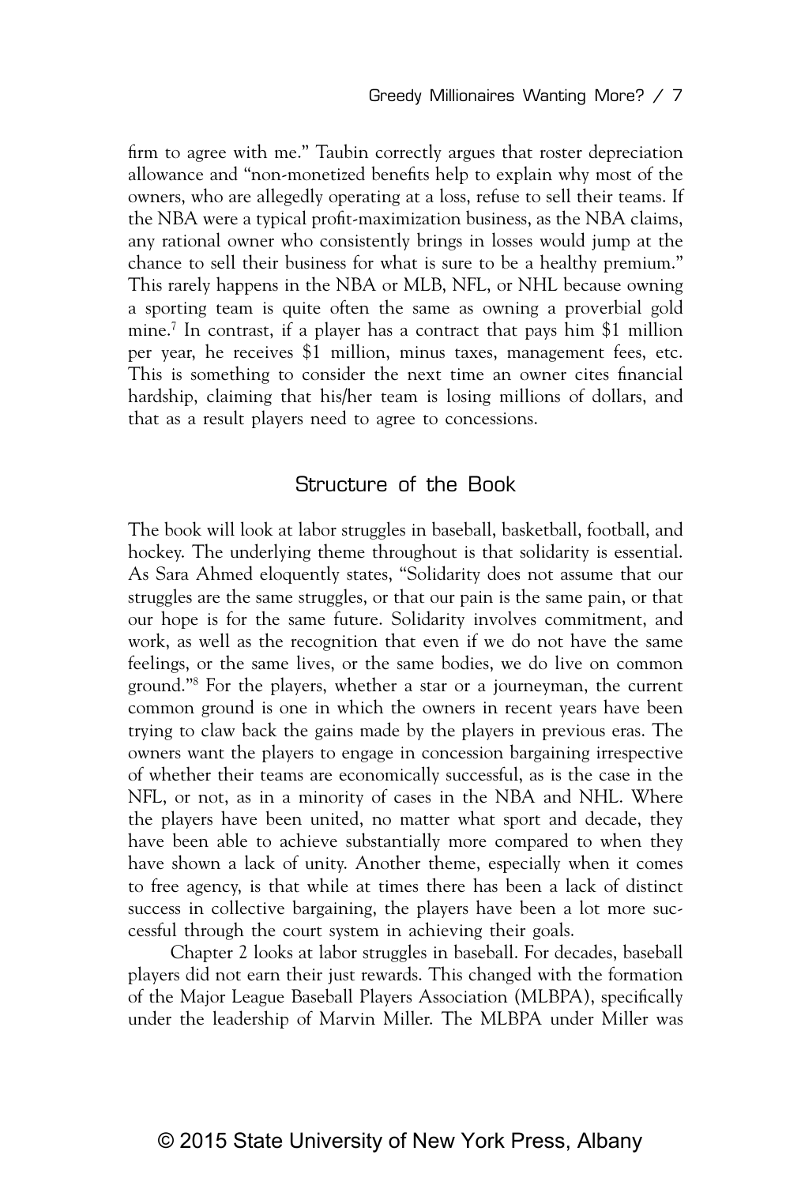firm to agree with me." Taubin correctly argues that roster depreciation allowance and "non-monetized benefits help to explain why most of the owners, who are allegedly operating at a loss, refuse to sell their teams. If the NBA were a typical profit-maximization business, as the NBA claims, any rational owner who consistently brings in losses would jump at the chance to sell their business for what is sure to be a healthy premium." This rarely happens in the NBA or MLB, NFL, or NHL because owning a sporting team is quite often the same as owning a proverbial gold mine.[7] In contrast, if a player has a contract that pays him $1 million per year, he receives $1 million, minus taxes, management fees, etc. This is something to consider the next time an owner cites financial hardship, claiming that his/her team is losing millions of dollars, and that as a result players need to agree to concessions.

## Structure of the Book

The book will look at labor struggles in baseball, basketball, football, and hockey. The underlying theme throughout is that solidarity is essential. As Sara Ahmed eloquently states, "Solidarity does not assume that our struggles are the same struggles, or that our pain is the same pain, or that our hope is for the same future. Solidarity involves commitment, and work, as well as the recognition that even if we do not have the same feelings, or the same lives, or the same bodies, we do live on common ground."[8] For the players, whether a star or a journeyman, the current common ground is one in which the owners in recent years have been trying to claw back the gains made by the players in previous eras. The owners want the players to engage in concession bargaining irrespective of whether their teams are economically successful, as is the case in the NFL, or not, as in a minority of cases in the NBA and NHL. Where the players have been united, no matter what sport and decade, they have been able to achieve substantially more compared to when they have shown a lack of unity. Another theme, especially when it comes to free agency, is that while at times there has been a lack of distinct success in collective bargaining, the players have been a lot more successful through the court system in achieving their goals.

Chapter 2 looks at labor struggles in baseball. For decades, baseball players did not earn their just rewards. This changed with the formation of the Major League Baseball Players Association (MLBPA), specifically under the leadership of Marvin Miller. The MLBPA under Miller was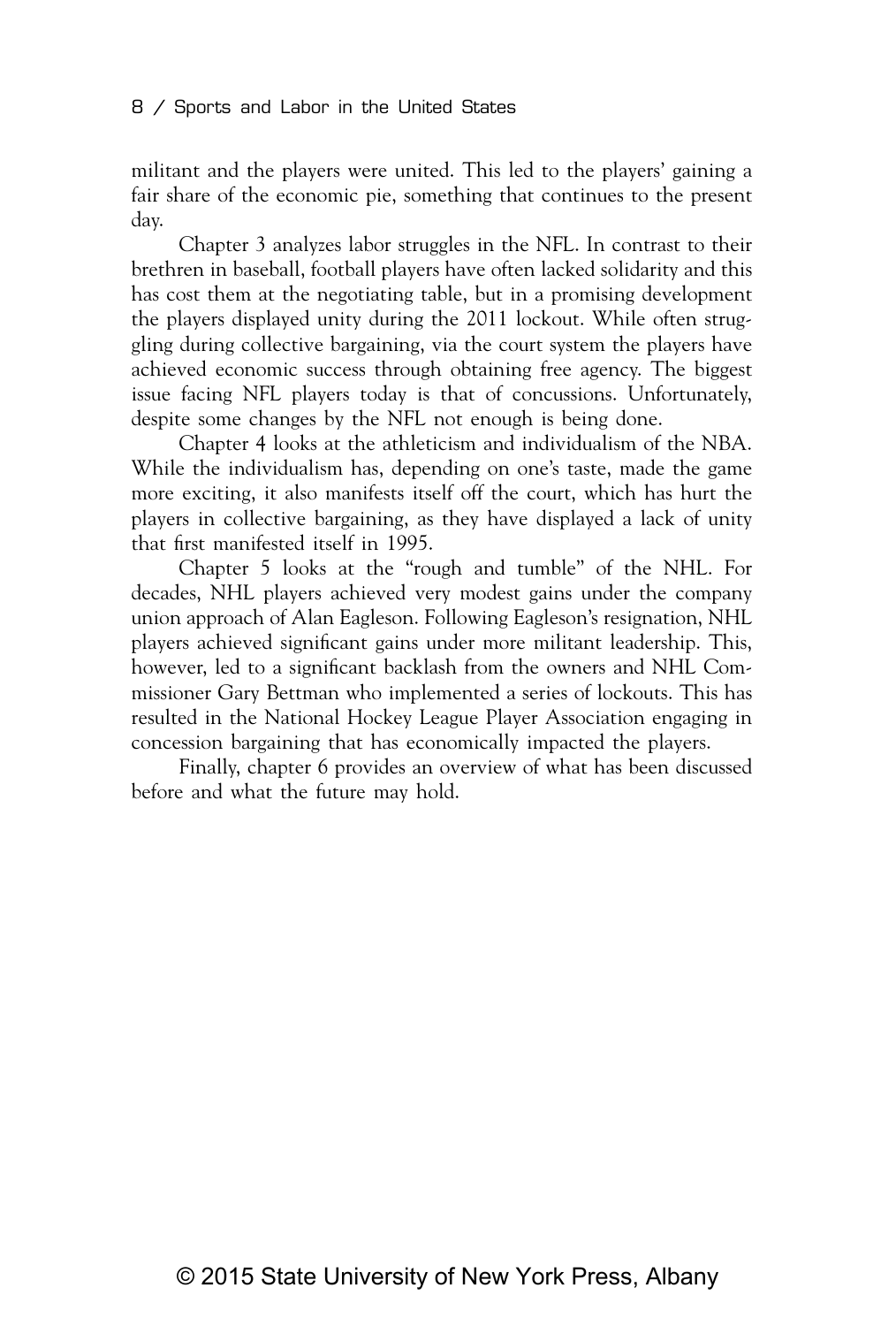militant and the players were united. This led to the players' gaining a fair share of the economic pie, something that continues to the present day.

Chapter 3 analyzes labor struggles in the NFL. In contrast to their brethren in baseball, football players have often lacked solidarity and this has cost them at the negotiating table, but in a promising development the players displayed unity during the 2011 lockout. While often struggling during collective bargaining, via the court system the players have achieved economic success through obtaining free agency. The biggest issue facing NFL players today is that of concussions. Unfortunately, despite some changes by the NFL not enough is being done.

Chapter 4 looks at the athleticism and individualism of the NBA. While the individualism has, depending on one's taste, made the game more exciting, it also manifests itself off the court, which has hurt the players in collective bargaining, as they have displayed a lack of unity that first manifested itself in 1995.

Chapter 5 looks at the "rough and tumble" of the NHL. For decades, NHL players achieved very modest gains under the company union approach of Alan Eagleson. Following Eagleson's resignation, NHL players achieved significant gains under more militant leadership. This, however, led to a significant backlash from the owners and NHL Commissioner Gary Bettman who implemented a series of lockouts. This has resulted in the National Hockey League Player Association engaging in concession bargaining that has economically impacted the players.

Finally, chapter 6 provides an overview of what has been discussed before and what the future may hold.

© 2015 State University of New York Press, Albany